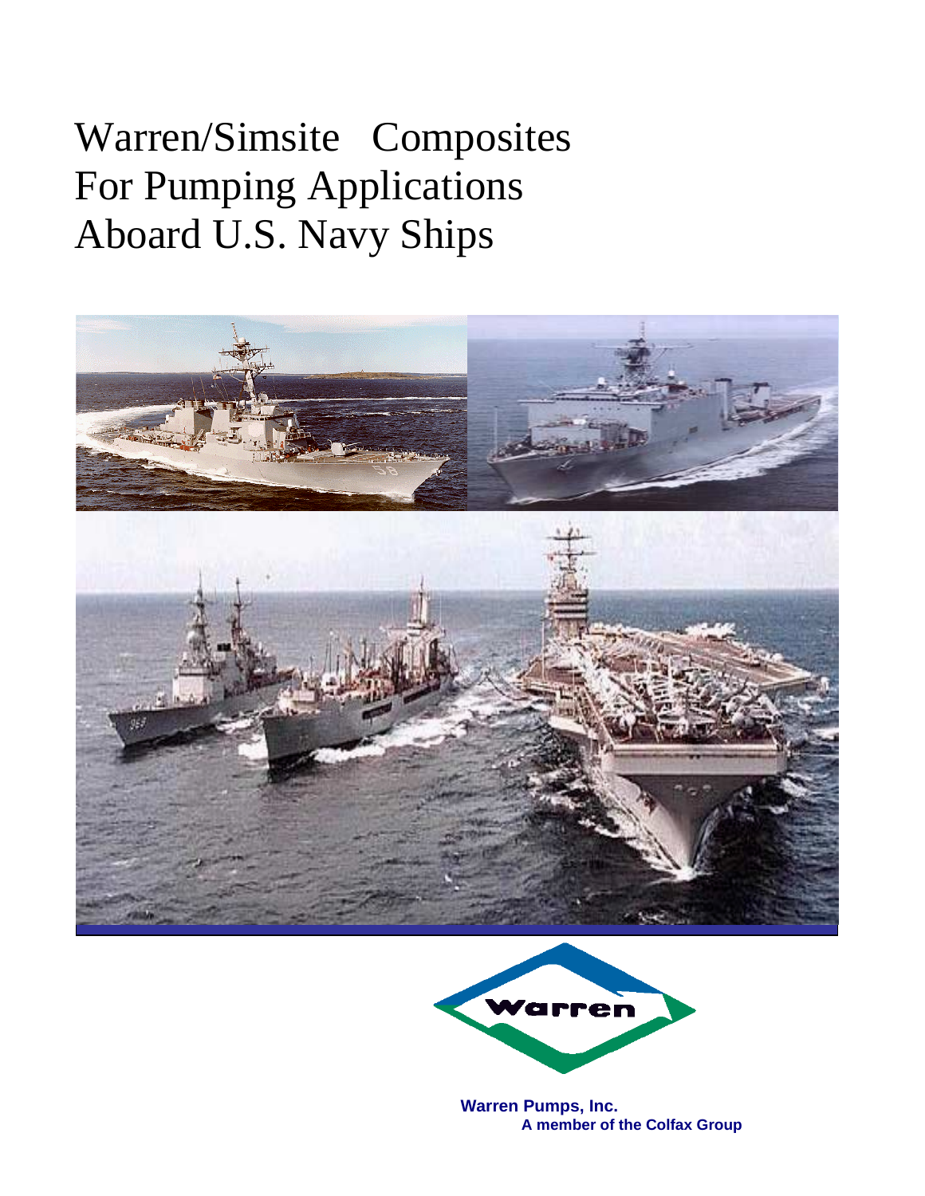# Warren/Simsite Composites For Pumping Applications Aboard U.S. Navy Ships

Warren

**Warren Pumps, Inc.**
**A member of the Colfax Group**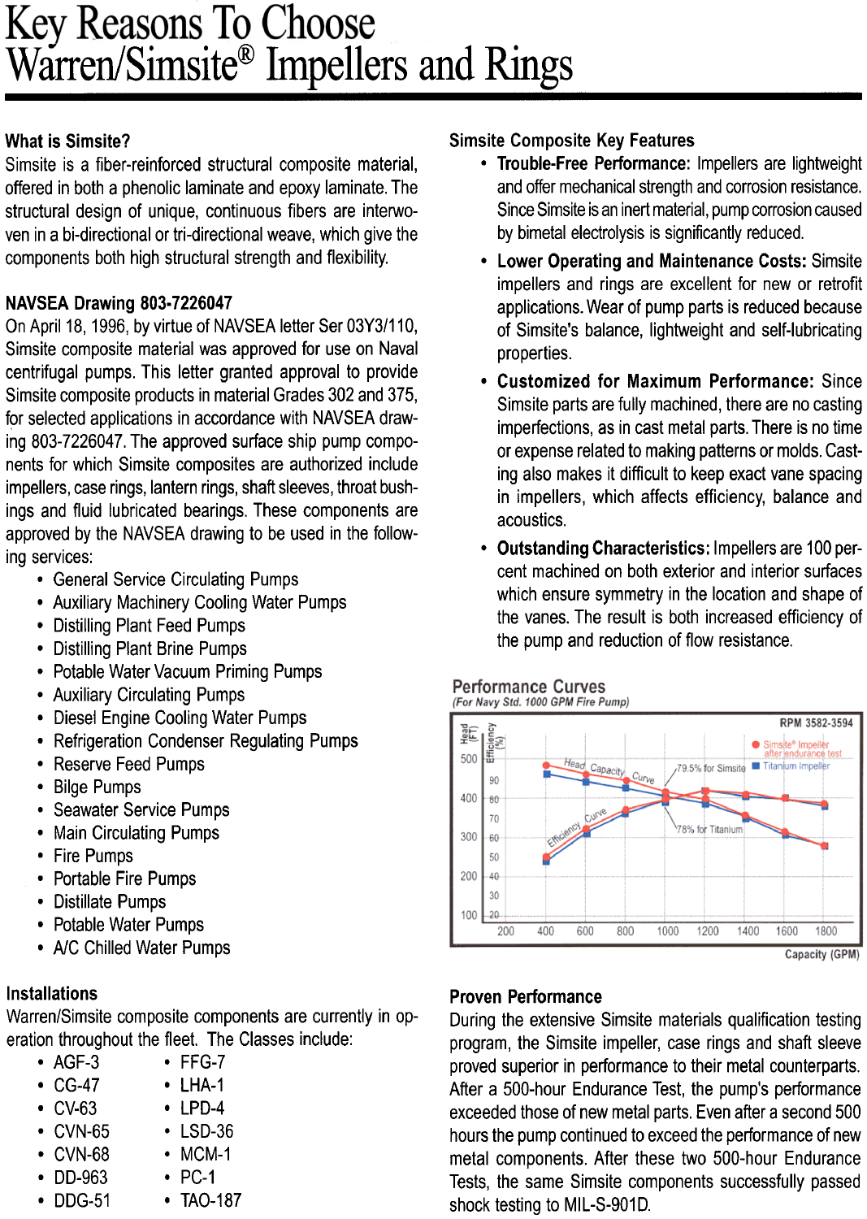# Key Reasons To Choose Warren/Simsite® Impellers and Rings

## What is Simsite?

Simsite is a fiber-reinforced structural composite material, offered in both a phenolic laminate and epoxy laminate. The structural design of unique, continuous fibers are interwoven in a bi-directional or tri-directional weave, which give the components both high structural strength and flexibility.

## NAVSEA Drawing 803-7226047

On April 18, 1996, by virtue of NAVSEA letter Ser 03Y3/110, Simsite composite material was approved for use on Naval centrifugal pumps. This letter granted approval to provide Simsite composite products in material Grades 302 and 375, for selected applications in accordance with NAVSEA drawing 803-7226047. The approved surface ship pump components for which Simsite composites are authorized include impellers, case rings, lantern rings, shaft sleeves, throat bushings and fluid lubricated bearings. These components are approved by the NAVSEA drawing to be used in the following services:

- General Service Circulating Pumps
- Auxiliary Machinery Cooling Water Pumps
- Distilling Plant Feed Pumps
- Distilling Plant Brine Pumps
- Potable Water Vacuum Priming Pumps
- Auxiliary Circulating Pumps
- Diesel Engine Cooling Water Pumps
- Refrigeration Condenser Regulating Pumps
- Reserve Feed Pumps
- Bilge Pumps
- Seawater Service Pumps
- Main Circulating Pumps
- Fire Pumps
- Portable Fire Pumps
- Distillate Pumps
- Potable Water Pumps
- A/C Chilled Water Pumps

## Installations

Warren/Simsite composite components are currently in operation throughout the fleet. The Classes include:

- AGF-3
- CG-47
- CV-63
- CVN-65
- CVN-68
- DD-963
- DDG-51
- FFG-7
- LHA-1
- LPD-4
- LSD-36
- MCM-1
- PC-1
- TAO-187

## Simsite Composite Key Features

- **Trouble-Free Performance:** Impellers are lightweight and offer mechanical strength and corrosion resistance. Since Simsite is an inert material, pump corrosion caused by bimetal electrolysis is significantly reduced.
- **Lower Operating and Maintenance Costs:** Simsite impellers and rings are excellent for new or retrofit applications. Wear of pump parts is reduced because of Simsite's balance, lightweight and self-lubricating properties.
- **Customized for Maximum Performance:** Since Simsite parts are fully machined, there are no casting imperfections, as in cast metal parts. There is no time or expense related to making patterns or molds. Casting also makes it difficult to keep exact vane spacing in impellers, which affects efficiency, balance and acoustics.
- **Outstanding Characteristics:** Impellers are 100 percent machined on both exterior and interior surfaces which ensure symmetry in the location and shape of the vanes. The result is both increased efficiency of the pump and reduction of flow resistance.

### Performance Curves

*(For Navy Std. 1000 GPM Fire Pump)*

RPM 3582-3594

- Simsite® Impeller after endurance test
- Titanium Impeller

Head Capacity Curve; Efficiency Curve; 79.5% for Simsite; 78% for Titanium

Head (FT) / Efficiency (%) vs. Capacity (GPM)

## Proven Performance

During the extensive Simsite materials qualification testing program, the Simsite impeller, case rings and shaft sleeve proved superior in performance to their metal counterparts. After a 500-hour Endurance Test, the pump's performance exceeded those of new metal parts. Even after a second 500 hours the pump continued to exceed the performance of new metal components. After these two 500-hour Endurance Tests, the same Simsite components successfully passed shock testing to MIL-S-901D.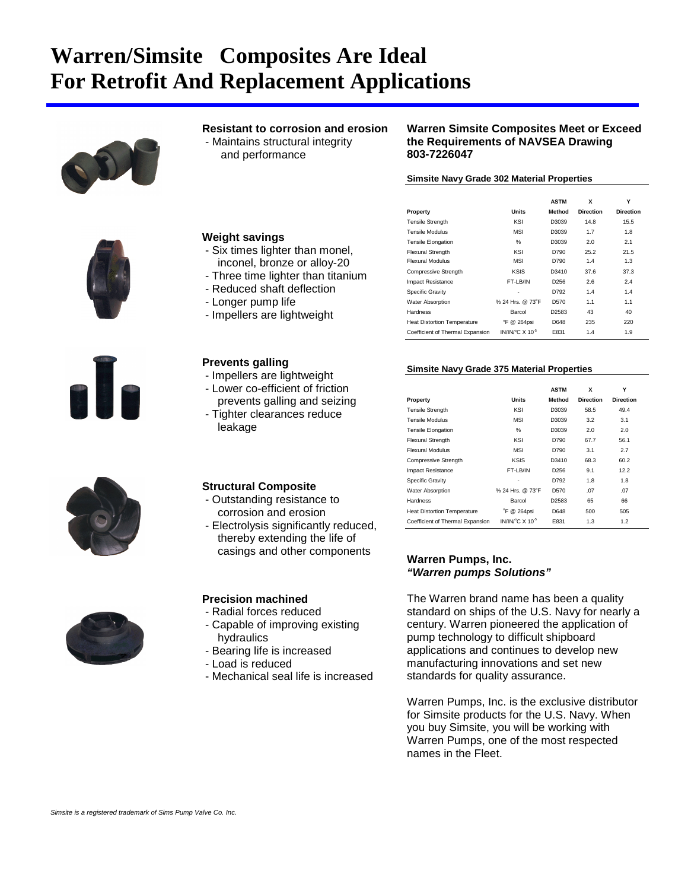# Warren/Simsite Composites Are Ideal For Retrofit And Replacement Applications

### Resistant to corrosion and erosion

- Maintains structural integrity and performance

### Weight savings

- Six times lighter than monel, inconel, bronze or alloy-20
- Three time lighter than titanium
- Reduced shaft deflection
- Longer pump life
- Impellers are lightweight

### Prevents galling

- Impellers are lightweight
- Lower co-efficient of friction prevents galling and seizing
- Tighter clearances reduce leakage

### Structural Composite

- Outstanding resistance to corrosion and erosion
- Electrolysis significantly reduced, thereby extending the life of casings and other components

### Precision machined

- Radial forces reduced
- Capable of improving existing hydraulics
- Bearing life is increased
- Load is reduced
- Mechanical seal life is increased

### Warren Simsite Composites Meet or Exceed the Requirements of NAVSEA Drawing 803-7226047

**Simsite Navy Grade 302 Material Properties**

| Property | Units | ASTM Method | X Direction | Y Direction |
|---|---|---|---|---|
| Tensile Strength | KSI | D3039 | 14.8 | 15.5 |
| Tensile Modulus | MSI | D3039 | 1.7 | 1.8 |
| Tensile Elongation | % | D3039 | 2.0 | 2.1 |
| Flexural Strength | KSI | D790 | 25.2 | 21.5 |
| Flexural Modulus | MSI | D790 | 1.4 | 1.3 |
| Compressive Strength | KSIS | D3410 | 37.6 | 37.3 |
| Impact Resistance | FT-LB/IN | D256 | 2.6 | 2.4 |
| Specific Gravity | - | D792 | 1.4 | 1.4 |
| Water Absorption | % 24 Hrs. @ 73°F | D570 | 1.1 | 1.1 |
| Hardness | Barcol | D2583 | 43 | 40 |
| Heat Distortion Temperature | °F @ 264psi | D648 | 235 | 220 |
| Coefficient of Thermal Expansion | IN/IN/°C X $10^{-5}$ | E831 | 1.4 | 1.9 |

**Simsite Navy Grade 375 Material Properties**

| Property | Units | ASTM Method | X Direction | Y Direction |
|---|---|---|---|---|
| Tensile Strength | KSI | D3039 | 58.5 | 49.4 |
| Tensile Modulus | MSI | D3039 | 3.2 | 3.1 |
| Tensile Elongation | % | D3039 | 2.0 | 2.0 |
| Flexural Strength | KSI | D790 | 67.7 | 56.1 |
| Flexural Modulus | MSI | D790 | 3.1 | 2.7 |
| Compressive Strength | KSIS | D3410 | 68.3 | 60.2 |
| Impact Resistance | FT-LB/IN | D256 | 9.1 | 12.2 |
| Specific Gravity | - | D792 | 1.8 | 1.8 |
| Water Absorption | % 24 Hrs. @ 73°F | D570 | .07 | .07 |
| Hardness | Barcol | D2583 | 65 | 66 |
| Heat Distortion Temperature | °F @ 264psi | D648 | 500 | 505 |
| Coefficient of Thermal Expansion | IN/IN/°C X $10^{-5}$ | E831 | 1.3 | 1.2 |

### Warren Pumps, Inc.
***"Warren pumps Solutions"***

The Warren brand name has been a quality standard on ships of the U.S. Navy for nearly a century. Warren pioneered the application of pump technology to difficult shipboard applications and continues to develop new manufacturing innovations and set new standards for quality assurance.

Warren Pumps, Inc. is the exclusive distributor for Simsite products for the U.S. Navy. When you buy Simsite, you will be working with Warren Pumps, one of the most respected names in the Fleet.

*Simsite is a registered trademark of Sims Pump Valve Co. Inc.*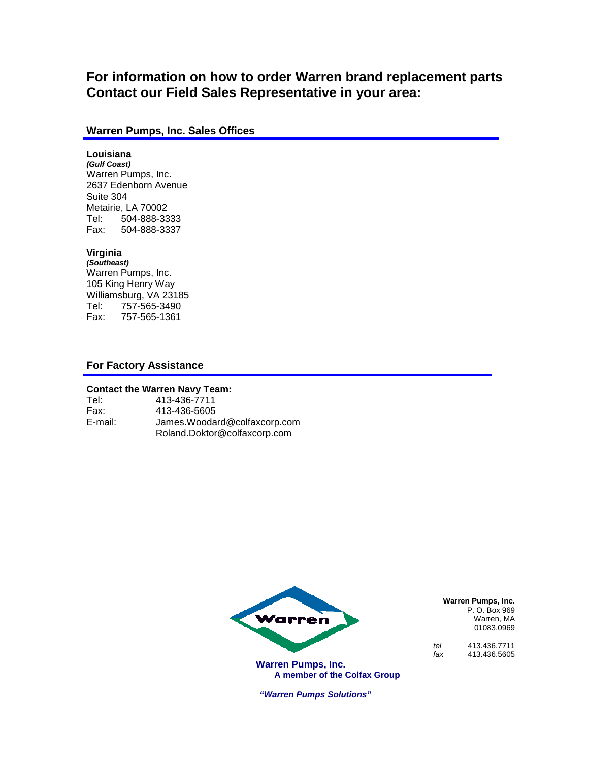# For information on how to order Warren brand replacement parts Contact our Field Sales Representative in your area:

## Warren Pumps, Inc. Sales Offices

**Louisiana**
***(Gulf Coast)***
Warren Pumps, Inc.
2637 Edenborn Avenue
Suite 304
Metairie, LA 70002
Tel: 504-888-3333
Fax: 504-888-3337

**Virginia**
***(Southeast)***
Warren Pumps, Inc.
105 King Henry Way
Williamsburg, VA 23185
Tel: 757-565-3490
Fax: 757-565-1361

## For Factory Assistance

**Contact the Warren Navy Team:**

| | |
|---|---|
| Tel: | 413-436-7711 |
| Fax: | 413-436-5605 |
| E-mail: | James.Woodard@colfaxcorp.com |
| | Roland.Doktor@colfaxcorp.com |

Warren

**Warren Pumps, Inc.**
**A member of the Colfax Group**

***"Warren Pumps Solutions"***

**Warren Pumps, Inc.**
P. O. Box 969
Warren, MA
01083.0969

*tel* 413.436.7711
*fax* 413.436.5605